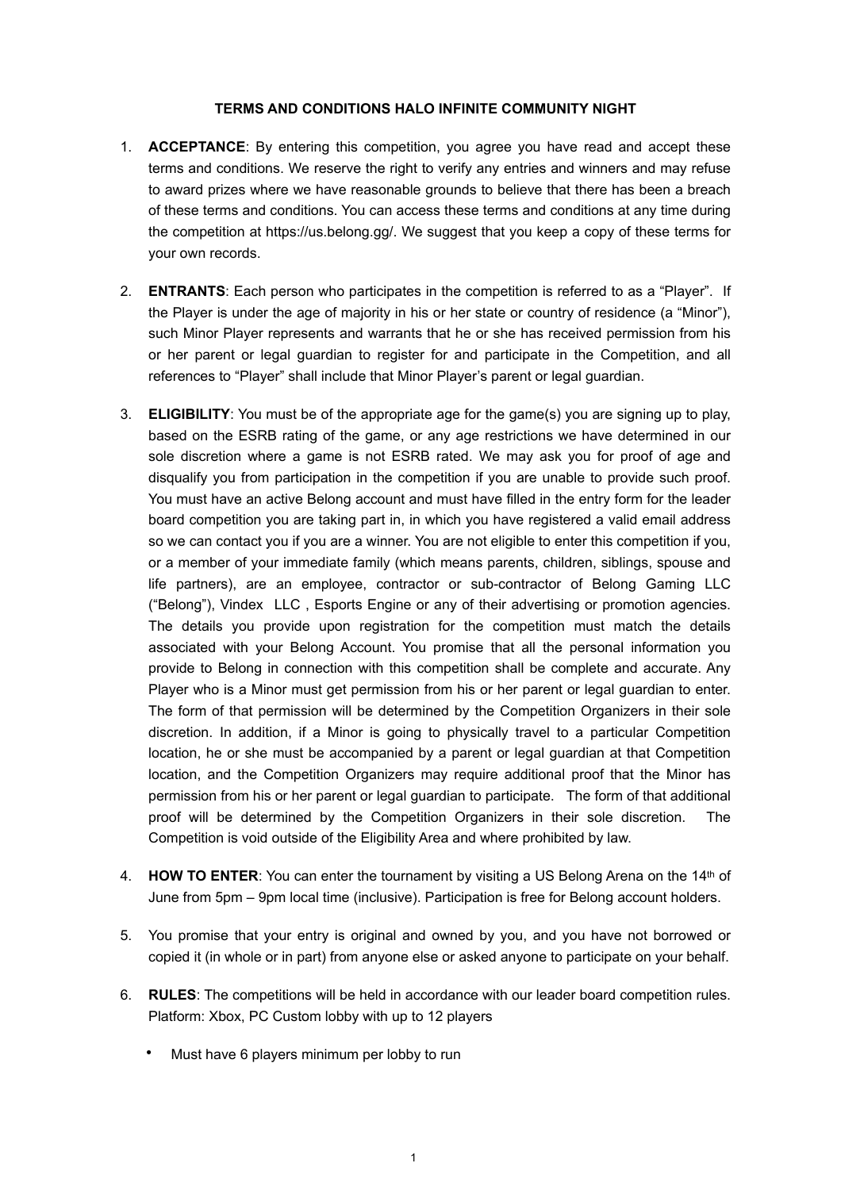**TERMS AND CONDITIONS HALO INFINITE COMMUNITY NIGHT**

1. **ACCEPTANCE**: By entering this competition, you agree you have read and accept these terms and conditions. We reserve the right to verify any entries and winners and may refuse to award prizes where we have reasonable grounds to believe that there has been a breach of these terms and conditions. You can access these terms and conditions at any time during the competition at https://us.belong.gg/. We suggest that you keep a copy of these terms for your own records.

2. **ENTRANTS**: Each person who participates in the competition is referred to as a "Player". If the Player is under the age of majority in his or her state or country of residence (a "Minor"), such Minor Player represents and warrants that he or she has received permission from his or her parent or legal guardian to register for and participate in the Competition, and all references to "Player" shall include that Minor Player's parent or legal guardian.

3. **ELIGIBILITY**: You must be of the appropriate age for the game(s) you are signing up to play, based on the ESRB rating of the game, or any age restrictions we have determined in our sole discretion where a game is not ESRB rated. We may ask you for proof of age and disqualify you from participation in the competition if you are unable to provide such proof. You must have an active Belong account and must have filled in the entry form for the leader board competition you are taking part in, in which you have registered a valid email address so we can contact you if you are a winner. You are not eligible to enter this competition if you, or a member of your immediate family (which means parents, children, siblings, spouse and life partners), are an employee, contractor or sub-contractor of Belong Gaming LLC ("Belong"), Vindex LLC , Esports Engine or any of their advertising or promotion agencies. The details you provide upon registration for the competition must match the details associated with your Belong Account. You promise that all the personal information you provide to Belong in connection with this competition shall be complete and accurate. Any Player who is a Minor must get permission from his or her parent or legal guardian to enter. The form of that permission will be determined by the Competition Organizers in their sole discretion. In addition, if a Minor is going to physically travel to a particular Competition location, he or she must be accompanied by a parent or legal guardian at that Competition location, and the Competition Organizers may require additional proof that the Minor has permission from his or her parent or legal guardian to participate. The form of that additional proof will be determined by the Competition Organizers in their sole discretion. The Competition is void outside of the Eligibility Area and where prohibited by law.

4. **HOW TO ENTER**: You can enter the tournament by visiting a US Belong Arena on the 14th of June from 5pm – 9pm local time (inclusive). Participation is free for Belong account holders.

5. You promise that your entry is original and owned by you, and you have not borrowed or copied it (in whole or in part) from anyone else or asked anyone to participate on your behalf.

6. **RULES**: The competitions will be held in accordance with our leader board competition rules. Platform: Xbox, PC Custom lobby with up to 12 players

    - Must have 6 players minimum per lobby to run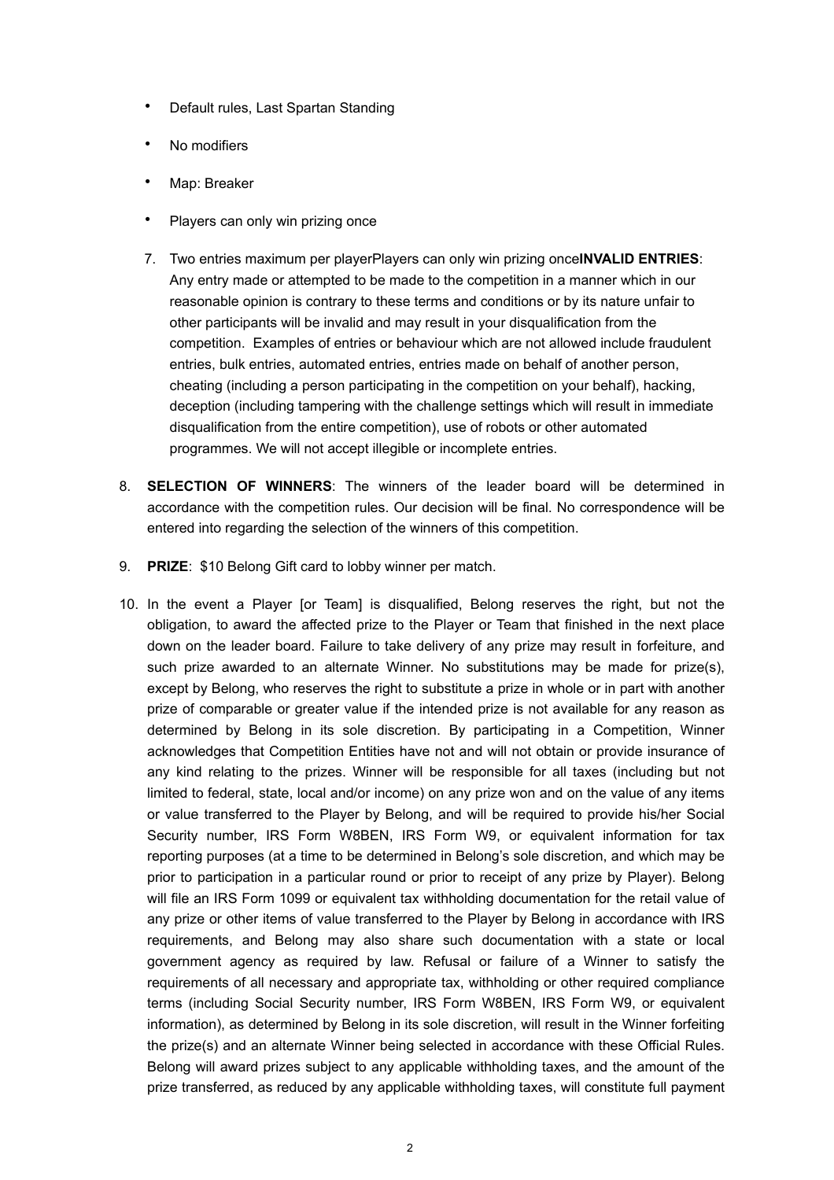- Default rules, Last Spartan Standing
- No modifiers
- Map: Breaker
- Players can only win prizing once

7. Two entries maximum per playerPlayers can only win prizing once**INVALID ENTRIES**: Any entry made or attempted to be made to the competition in a manner which in our reasonable opinion is contrary to these terms and conditions or by its nature unfair to other participants will be invalid and may result in your disqualification from the competition. Examples of entries or behaviour which are not allowed include fraudulent entries, bulk entries, automated entries, entries made on behalf of another person, cheating (including a person participating in the competition on your behalf), hacking, deception (including tampering with the challenge settings which will result in immediate disqualification from the entire competition), use of robots or other automated programmes. We will not accept illegible or incomplete entries.

8. **SELECTION OF WINNERS**: The winners of the leader board will be determined in accordance with the competition rules. Our decision will be final. No correspondence will be entered into regarding the selection of the winners of this competition.

9. **PRIZE**: $10 Belong Gift card to lobby winner per match.

10. In the event a Player [or Team] is disqualified, Belong reserves the right, but not the obligation, to award the affected prize to the Player or Team that finished in the next place down on the leader board. Failure to take delivery of any prize may result in forfeiture, and such prize awarded to an alternate Winner. No substitutions may be made for prize(s), except by Belong, who reserves the right to substitute a prize in whole or in part with another prize of comparable or greater value if the intended prize is not available for any reason as determined by Belong in its sole discretion. By participating in a Competition, Winner acknowledges that Competition Entities have not and will not obtain or provide insurance of any kind relating to the prizes. Winner will be responsible for all taxes (including but not limited to federal, state, local and/or income) on any prize won and on the value of any items or value transferred to the Player by Belong, and will be required to provide his/her Social Security number, IRS Form W8BEN, IRS Form W9, or equivalent information for tax reporting purposes (at a time to be determined in Belong's sole discretion, and which may be prior to participation in a particular round or prior to receipt of any prize by Player). Belong will file an IRS Form 1099 or equivalent tax withholding documentation for the retail value of any prize or other items of value transferred to the Player by Belong in accordance with IRS requirements, and Belong may also share such documentation with a state or local government agency as required by law. Refusal or failure of a Winner to satisfy the requirements of all necessary and appropriate tax, withholding or other required compliance terms (including Social Security number, IRS Form W8BEN, IRS Form W9, or equivalent information), as determined by Belong in its sole discretion, will result in the Winner forfeiting the prize(s) and an alternate Winner being selected in accordance with these Official Rules. Belong will award prizes subject to any applicable withholding taxes, and the amount of the prize transferred, as reduced by any applicable withholding taxes, will constitute full payment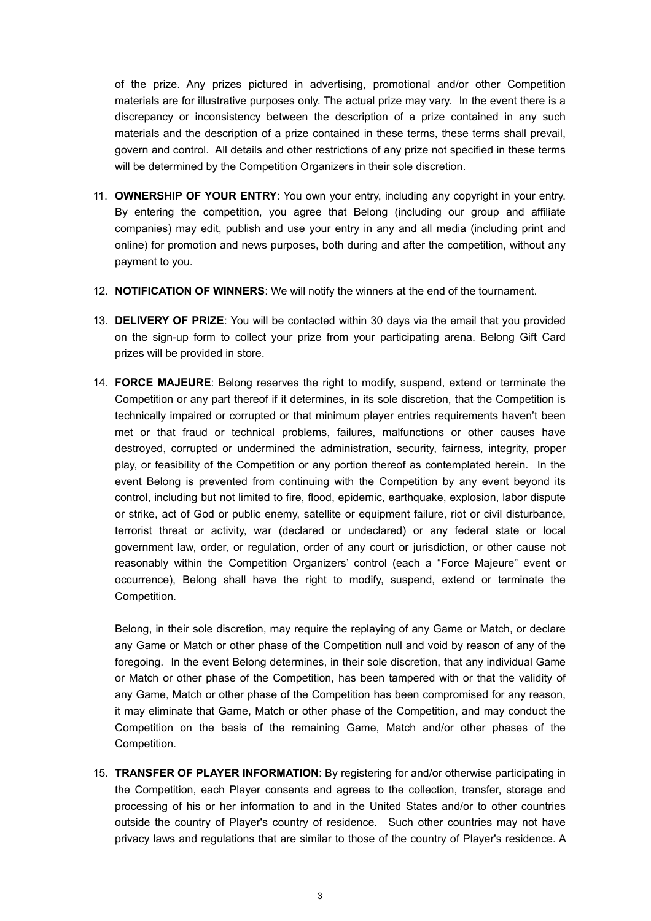of the prize. Any prizes pictured in advertising, promotional and/or other Competition materials are for illustrative purposes only. The actual prize may vary. In the event there is a discrepancy or inconsistency between the description of a prize contained in any such materials and the description of a prize contained in these terms, these terms shall prevail, govern and control. All details and other restrictions of any prize not specified in these terms will be determined by the Competition Organizers in their sole discretion.

11. **OWNERSHIP OF YOUR ENTRY**: You own your entry, including any copyright in your entry. By entering the competition, you agree that Belong (including our group and affiliate companies) may edit, publish and use your entry in any and all media (including print and online) for promotion and news purposes, both during and after the competition, without any payment to you.

12. **NOTIFICATION OF WINNERS**: We will notify the winners at the end of the tournament.

13. **DELIVERY OF PRIZE**: You will be contacted within 30 days via the email that you provided on the sign-up form to collect your prize from your participating arena. Belong Gift Card prizes will be provided in store.

14. **FORCE MAJEURE**: Belong reserves the right to modify, suspend, extend or terminate the Competition or any part thereof if it determines, in its sole discretion, that the Competition is technically impaired or corrupted or that minimum player entries requirements haven't been met or that fraud or technical problems, failures, malfunctions or other causes have destroyed, corrupted or undermined the administration, security, fairness, integrity, proper play, or feasibility of the Competition or any portion thereof as contemplated herein. In the event Belong is prevented from continuing with the Competition by any event beyond its control, including but not limited to fire, flood, epidemic, earthquake, explosion, labor dispute or strike, act of God or public enemy, satellite or equipment failure, riot or civil disturbance, terrorist threat or activity, war (declared or undeclared) or any federal state or local government law, order, or regulation, order of any court or jurisdiction, or other cause not reasonably within the Competition Organizers' control (each a "Force Majeure" event or occurrence), Belong shall have the right to modify, suspend, extend or terminate the Competition.

    Belong, in their sole discretion, may require the replaying of any Game or Match, or declare any Game or Match or other phase of the Competition null and void by reason of any of the foregoing. In the event Belong determines, in their sole discretion, that any individual Game or Match or other phase of the Competition, has been tampered with or that the validity of any Game, Match or other phase of the Competition has been compromised for any reason, it may eliminate that Game, Match or other phase of the Competition, and may conduct the Competition on the basis of the remaining Game, Match and/or other phases of the Competition.

15. **TRANSFER OF PLAYER INFORMATION**: By registering for and/or otherwise participating in the Competition, each Player consents and agrees to the collection, transfer, storage and processing of his or her information to and in the United States and/or to other countries outside the country of Player's country of residence. Such other countries may not have privacy laws and regulations that are similar to those of the country of Player's residence. A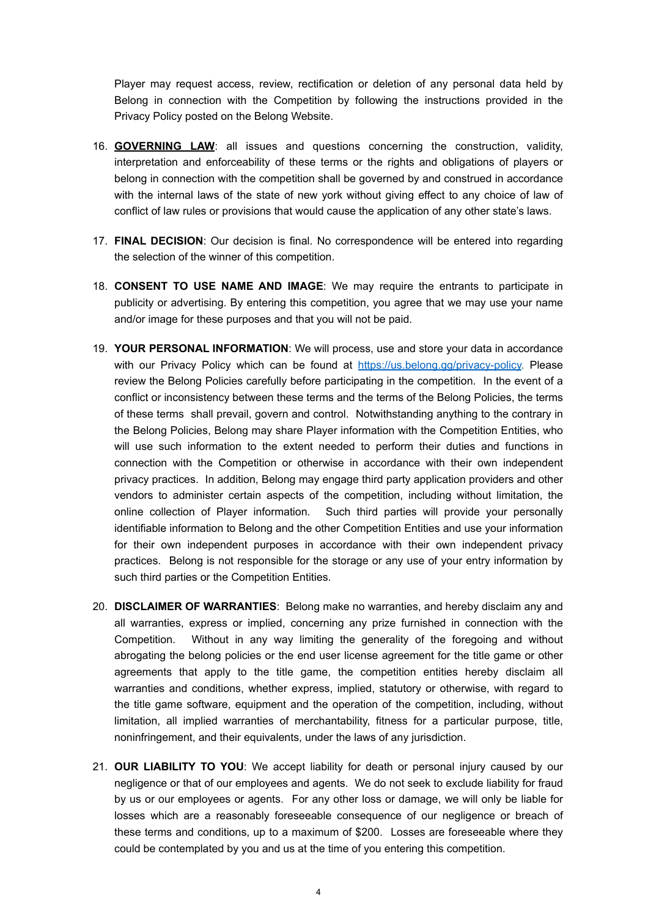Player may request access, review, rectification or deletion of any personal data held by Belong in connection with the Competition by following the instructions provided in the Privacy Policy posted on the Belong Website.

16. **GOVERNING LAW**: all issues and questions concerning the construction, validity, interpretation and enforceability of these terms or the rights and obligations of players or belong in connection with the competition shall be governed by and construed in accordance with the internal laws of the state of new york without giving effect to any choice of law of conflict of law rules or provisions that would cause the application of any other state's laws.

17. **FINAL DECISION**: Our decision is final. No correspondence will be entered into regarding the selection of the winner of this competition.

18. **CONSENT TO USE NAME AND IMAGE**: We may require the entrants to participate in publicity or advertising. By entering this competition, you agree that we may use your name and/or image for these purposes and that you will not be paid.

19. **YOUR PERSONAL INFORMATION**: We will process, use and store your data in accordance with our Privacy Policy which can be found at [https://us.belong.gg/privacy-policy](https://us.belong.gg/privacy-policy). Please review the Belong Policies carefully before participating in the competition. In the event of a conflict or inconsistency between these terms and the terms of the Belong Policies, the terms of these terms shall prevail, govern and control. Notwithstanding anything to the contrary in the Belong Policies, Belong may share Player information with the Competition Entities, who will use such information to the extent needed to perform their duties and functions in connection with the Competition or otherwise in accordance with their own independent privacy practices. In addition, Belong may engage third party application providers and other vendors to administer certain aspects of the competition, including without limitation, the online collection of Player information. Such third parties will provide your personally identifiable information to Belong and the other Competition Entities and use your information for their own independent purposes in accordance with their own independent privacy practices. Belong is not responsible for the storage or any use of your entry information by such third parties or the Competition Entities.

20. **DISCLAIMER OF WARRANTIES**: Belong make no warranties, and hereby disclaim any and all warranties, express or implied, concerning any prize furnished in connection with the Competition. Without in any way limiting the generality of the foregoing and without abrogating the belong policies or the end user license agreement for the title game or other agreements that apply to the title game, the competition entities hereby disclaim all warranties and conditions, whether express, implied, statutory or otherwise, with regard to the title game software, equipment and the operation of the competition, including, without limitation, all implied warranties of merchantability, fitness for a particular purpose, title, noninfringement, and their equivalents, under the laws of any jurisdiction.

21. **OUR LIABILITY TO YOU**: We accept liability for death or personal injury caused by our negligence or that of our employees and agents. We do not seek to exclude liability for fraud by us or our employees or agents. For any other loss or damage, we will only be liable for losses which are a reasonably foreseeable consequence of our negligence or breach of these terms and conditions, up to a maximum of $200. Losses are foreseeable where they could be contemplated by you and us at the time of you entering this competition.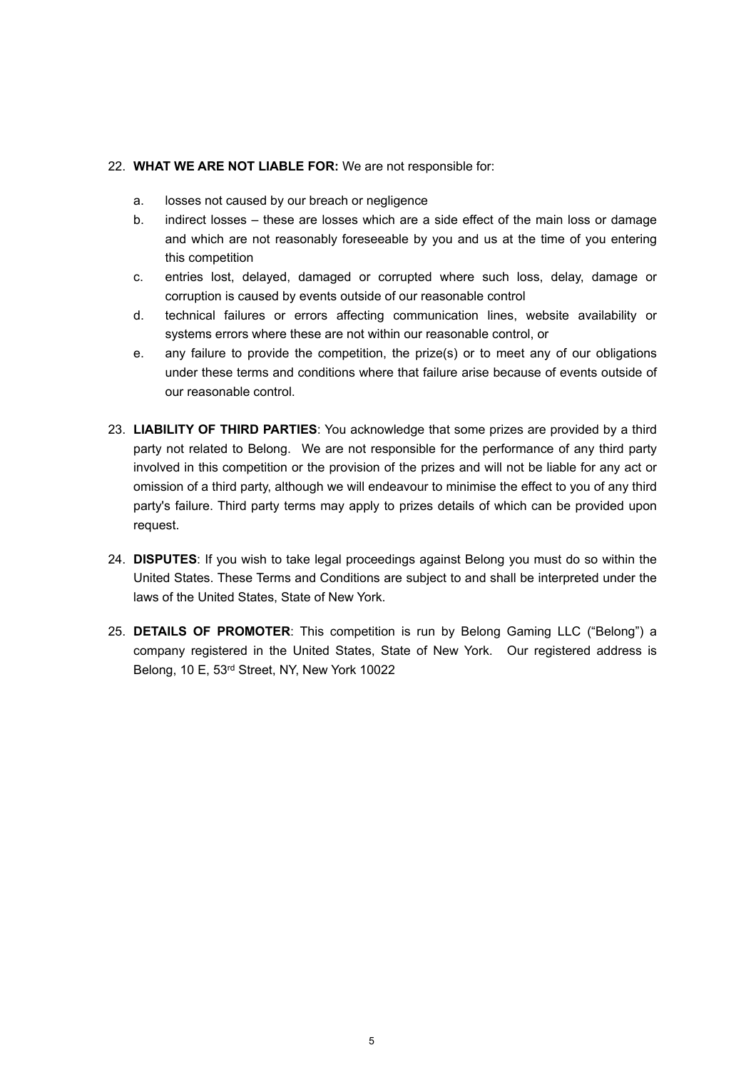22. **WHAT WE ARE NOT LIABLE FOR:** We are not responsible for:

    a. losses not caused by our breach or negligence

    b. indirect losses – these are losses which are a side effect of the main loss or damage and which are not reasonably foreseeable by you and us at the time of you entering this competition

    c. entries lost, delayed, damaged or corrupted where such loss, delay, damage or corruption is caused by events outside of our reasonable control

    d. technical failures or errors affecting communication lines, website availability or systems errors where these are not within our reasonable control, or

    e. any failure to provide the competition, the prize(s) or to meet any of our obligations under these terms and conditions where that failure arise because of events outside of our reasonable control.

23. **LIABILITY OF THIRD PARTIES**: You acknowledge that some prizes are provided by a third party not related to Belong. We are not responsible for the performance of any third party involved in this competition or the provision of the prizes and will not be liable for any act or omission of a third party, although we will endeavour to minimise the effect to you of any third party's failure. Third party terms may apply to prizes details of which can be provided upon request.

24. **DISPUTES**: If you wish to take legal proceedings against Belong you must do so within the United States. These Terms and Conditions are subject to and shall be interpreted under the laws of the United States, State of New York.

25. **DETAILS OF PROMOTER**: This competition is run by Belong Gaming LLC ("Belong") a company registered in the United States, State of New York. Our registered address is Belong, 10 E, 53rd Street, NY, New York 10022